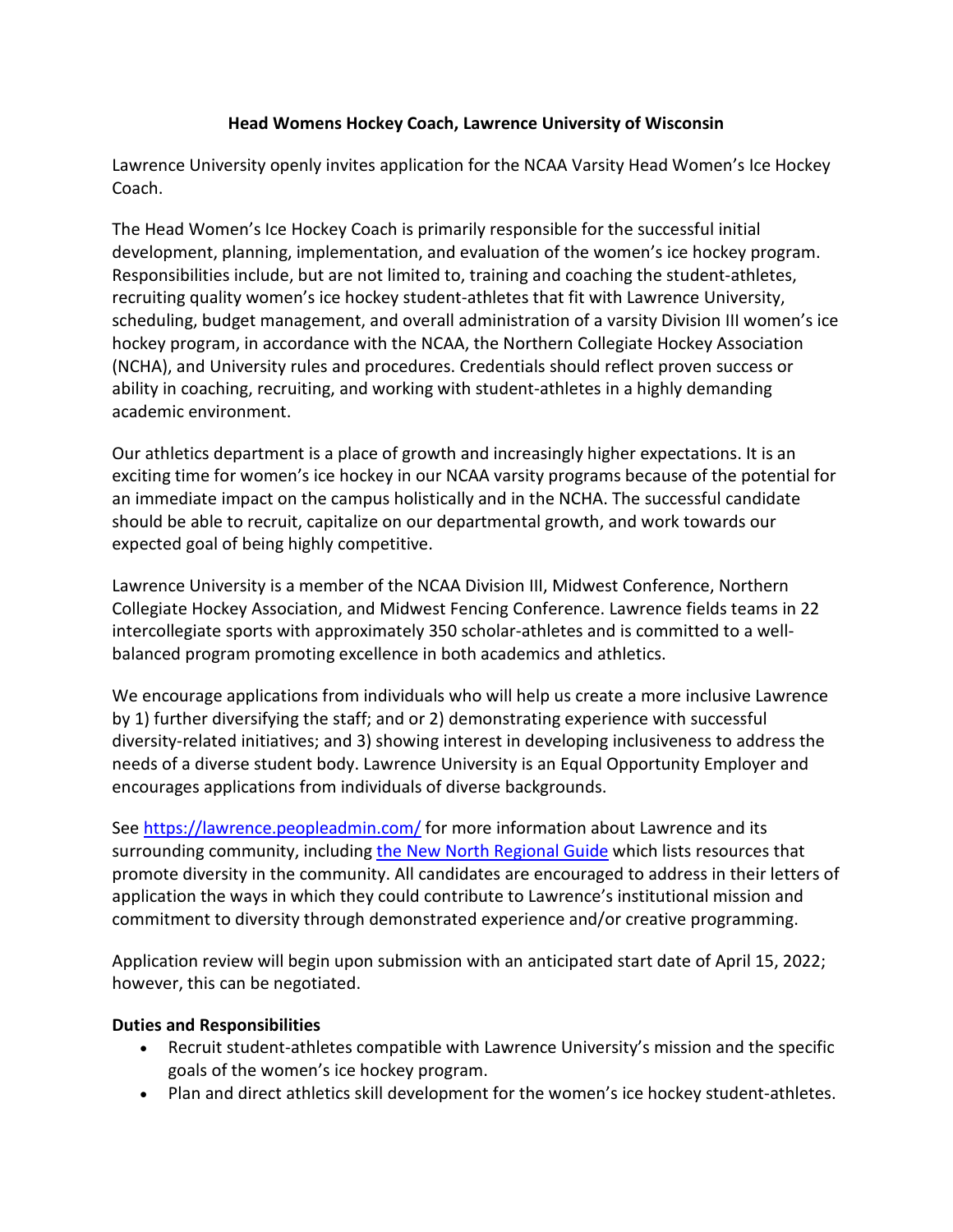**Head Womens Hockey Coach, Lawrence University of Wisconsin**

Lawrence University openly invites application for the NCAA Varsity Head Women's Ice Hockey Coach.

The Head Women's Ice Hockey Coach is primarily responsible for the successful initial development, planning, implementation, and evaluation of the women's ice hockey program. Responsibilities include, but are not limited to, training and coaching the student-athletes, recruiting quality women's ice hockey student-athletes that fit with Lawrence University, scheduling, budget management, and overall administration of a varsity Division III women's ice hockey program, in accordance with the NCAA, the Northern Collegiate Hockey Association (NCHA), and University rules and procedures. Credentials should reflect proven success or ability in coaching, recruiting, and working with student-athletes in a highly demanding academic environment.

Our athletics department is a place of growth and increasingly higher expectations. It is an exciting time for women's ice hockey in our NCAA varsity programs because of the potential for an immediate impact on the campus holistically and in the NCHA. The successful candidate should be able to recruit, capitalize on our departmental growth, and work towards our expected goal of being highly competitive.

Lawrence University is a member of the NCAA Division III, Midwest Conference, Northern Collegiate Hockey Association, and Midwest Fencing Conference. Lawrence fields teams in 22 intercollegiate sports with approximately 350 scholar-athletes and is committed to a well-balanced program promoting excellence in both academics and athletics.

We encourage applications from individuals who will help us create a more inclusive Lawrence by 1) further diversifying the staff; and or 2) demonstrating experience with successful diversity-related initiatives; and 3) showing interest in developing inclusiveness to address the needs of a diverse student body. Lawrence University is an Equal Opportunity Employer and encourages applications from individuals of diverse backgrounds.

See [https://lawrence.peopleadmin.com/](https://lawrence.peopleadmin.com/) for more information about Lawrence and its surrounding community, including [the New North Regional Guide]() which lists resources that promote diversity in the community. All candidates are encouraged to address in their letters of application the ways in which they could contribute to Lawrence's institutional mission and commitment to diversity through demonstrated experience and/or creative programming.

Application review will begin upon submission with an anticipated start date of April 15, 2022; however, this can be negotiated.

**Duties and Responsibilities**

- Recruit student-athletes compatible with Lawrence University's mission and the specific goals of the women's ice hockey program.
- Plan and direct athletics skill development for the women's ice hockey student-athletes.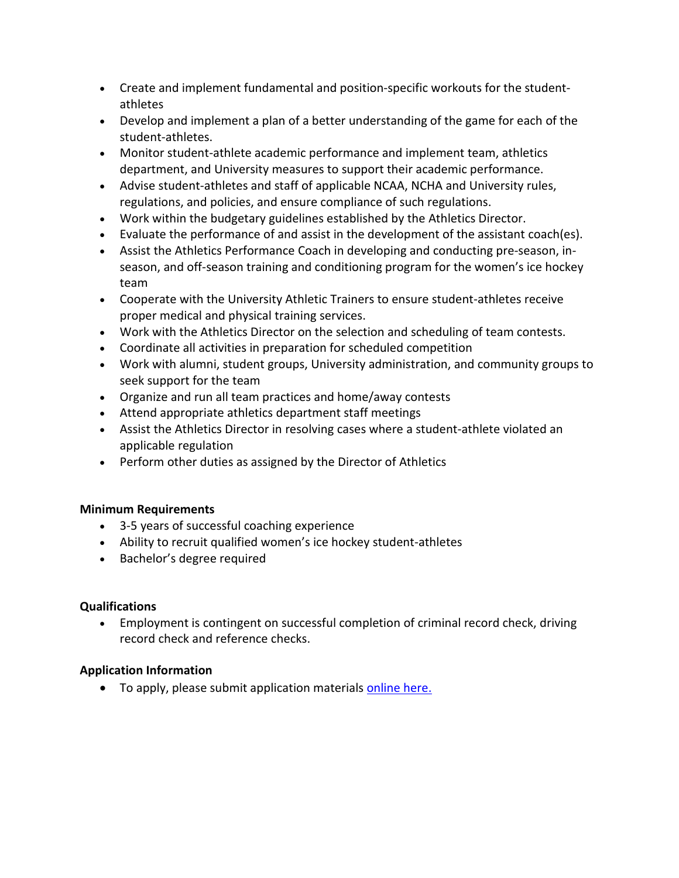- Create and implement fundamental and position-specific workouts for the student-athletes
- Develop and implement a plan of a better understanding of the game for each of the student-athletes.
- Monitor student-athlete academic performance and implement team, athletics department, and University measures to support their academic performance.
- Advise student-athletes and staff of applicable NCAA, NCHA and University rules, regulations, and policies, and ensure compliance of such regulations.
- Work within the budgetary guidelines established by the Athletics Director.
- Evaluate the performance of and assist in the development of the assistant coach(es).
- Assist the Athletics Performance Coach in developing and conducting pre-season, in-season, and off-season training and conditioning program for the women's ice hockey team
- Cooperate with the University Athletic Trainers to ensure student-athletes receive proper medical and physical training services.
- Work with the Athletics Director on the selection and scheduling of team contests.
- Coordinate all activities in preparation for scheduled competition
- Work with alumni, student groups, University administration, and community groups to seek support for the team
- Organize and run all team practices and home/away contests
- Attend appropriate athletics department staff meetings
- Assist the Athletics Director in resolving cases where a student-athlete violated an applicable regulation
- Perform other duties as assigned by the Director of Athletics

**Minimum Requirements**

- 3-5 years of successful coaching experience
- Ability to recruit qualified women's ice hockey student-athletes
- Bachelor's degree required

**Qualifications**

- Employment is contingent on successful completion of criminal record check, driving record check and reference checks.

**Application Information**

- To apply, please submit application materials online here.